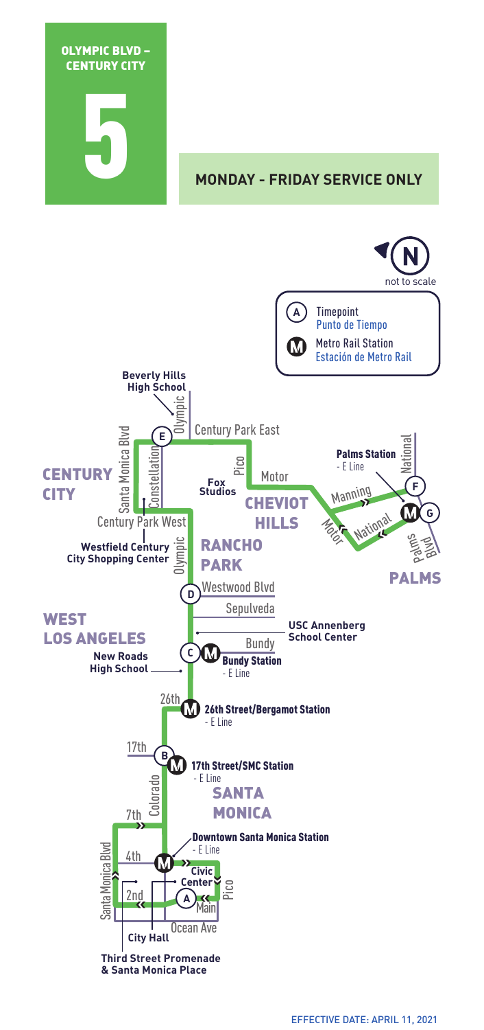# OLYMPIC BLVD – CENTURY CITY

# 5

**MONDAY - FRIDAY SERVICE ONLY**

N
not to scale

(A) Timepoint
Punto de Tiempo

(M) Metro Rail Station
Estación de Metro Rail

**CENTURY CITY**

**Beverly Hills High School**

Olympic

(E)

Century Park East

Santa Monica Blvd

Constellation

Pico

**Fox Studios**

Motor

**CHEVIOT HILLS**

**Palms Station**
- E Line

National

(F)

Manning

(M) (G)

Motor

National

Palms Blvd

**PALMS**

Century Park West

**Westfield Century City Shopping Center**

Olympic

**RANCHO PARK**

(D) Westwood Blvd

Sepulveda

**WEST LOS ANGELES**

**USC Annenberg School Center**

**New Roads High School**

(C) (M) Bundy

**Bundy Station**
- E Line

26th (M) **26th Street/Bergamot Station**
- E Line

17th

(B) (M) **17th Street/SMC Station**
- E Line

Colorado

**SANTA MONICA**

7th

**Downtown Santa Monica Station**
- E Line

Santa Monica Blvd

4th

(M)

**Civic Center**

Pico

2nd

(A) Main

Ocean Ave

**City Hall**

**Third Street Promenade & Santa Monica Place**

EFFECTIVE DATE: APRIL 11, 2021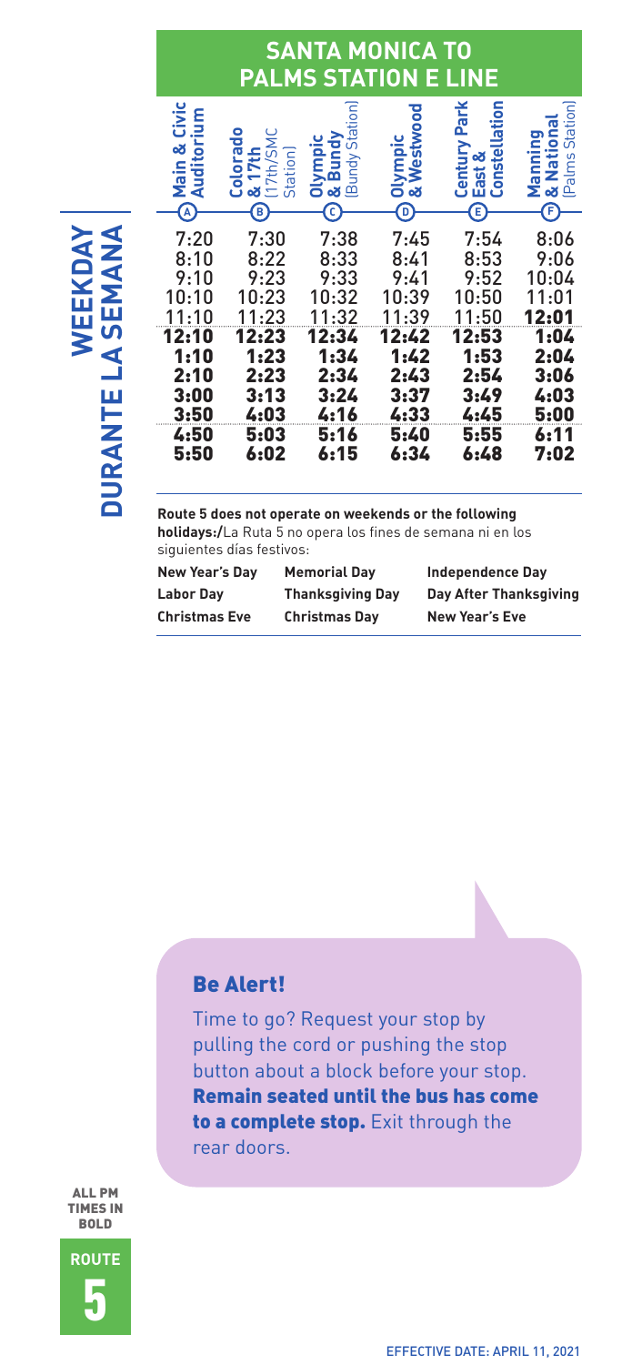# SANTA MONICA TO PALMS STATION E LINE

## WEEKDAY DURANTE LA SEMANA

| Main & Civic Auditorium (A) | Colorado & 17th (17th/SMC Station) (B) | Olympic & Bundy (Bundy Station) (C) | Olympic & Westwood (D) | Century Park East & Constellation (E) | Manning & National (Palms Station) (F) |
|---|---|---|---|---|---|
| 7:20 | 7:30 | 7:38 | 7:45 | 7:54 | 8:06 |
| 8:10 | 8:22 | 8:33 | 8:41 | 8:53 | 9:06 |
| 9:10 | 9:23 | 9:33 | 9:41 | 9:52 | 10:04 |
| 10:10 | 10:23 | 10:32 | 10:39 | 10:50 | 11:01 |
| 11:10 | 11:23 | 11:32 | 11:39 | 11:50 | **12:01** |
| **12:10** | **12:23** | **12:34** | **12:42** | **12:53** | **1:04** |
| **1:10** | **1:23** | **1:34** | **1:42** | **1:53** | **2:04** |
| **2:10** | **2:23** | **2:34** | **2:43** | **2:54** | **3:06** |
| **3:00** | **3:13** | **3:24** | **3:37** | **3:49** | **4:03** |
| **3:50** | **4:03** | **4:16** | **4:33** | **4:45** | **5:00** |
| **4:50** | **5:03** | **5:16** | **5:40** | **5:55** | **6:11** |
| **5:50** | **6:02** | **6:15** | **6:34** | **6:48** | **7:02** |

**Route 5 does not operate on weekends or the following holidays:/**La Ruta 5 no opera los fines de semana ni en los siguientes días festivos:

| | | |
|---|---|---|
| **New Year's Day** | **Memorial Day** | **Independence Day** |
| **Labor Day** | **Thanksgiving Day** | **Day After Thanksgiving** |
| **Christmas Eve** | **Christmas Day** | **New Year's Eve** |

## Be Alert!

Time to go? Request your stop by pulling the cord or pushing the stop button about a block before your stop. **Remain seated until the bus has come to a complete stop.** Exit through the rear doors.

ALL PM TIMES IN BOLD

ROUTE 5

EFFECTIVE DATE: APRIL 11, 2021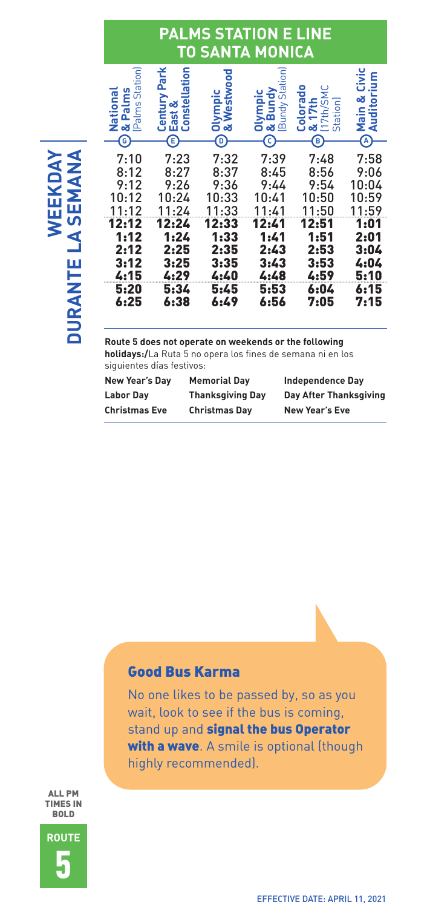# PALMS STATION E LINE TO SANTA MONICA

**WEEKDAY**
**DURANTE LA SEMANA**

| National & Palms (Palms Station) (G) | Century Park East & Constellation (E) | Olympic & Westwood (D) | Olympic & Bundy (Bundy Station) (C) | Colorado & 17th (17th/SMC Station) (B) | Main & Civic Auditorium (A) |
|---|---|---|---|---|---|
| 7:10 | 7:23 | 7:32 | 7:39 | 7:48 | 7:58 |
| 8:12 | 8:27 | 8:37 | 8:45 | 8:56 | 9:06 |
| 9:12 | 9:26 | 9:36 | 9:44 | 9:54 | 10:04 |
| 10:12 | 10:24 | 10:33 | 10:41 | 10:50 | 10:59 |
| 11:12 | 11:24 | 11:33 | 11:41 | 11:50 | 11:59 |
| **12:12** | **12:24** | **12:33** | **12:41** | **12:51** | **1:01** |
| **1:12** | **1:24** | **1:33** | **1:41** | **1:51** | **2:01** |
| **2:12** | **2:25** | **2:35** | **2:43** | **2:53** | **3:04** |
| **3:12** | **3:25** | **3:35** | **3:43** | **3:53** | **4:04** |
| **4:15** | **4:29** | **4:40** | **4:48** | **4:59** | **5:10** |
| **5:20** | **5:34** | **5:45** | **5:53** | **6:04** | **6:15** |
| **6:25** | **6:38** | **6:49** | **6:56** | **7:05** | **7:15** |

**Route 5 does not operate on weekends or the following holidays:**/La Ruta 5 no opera los fines de semana ni en los siguientes días festivos:

| | | |
|---|---|---|
| **New Year's Day** | **Memorial Day** | **Independence Day** |
| **Labor Day** | **Thanksgiving Day** | **Day After Thanksgiving** |
| **Christmas Eve** | **Christmas Day** | **New Year's Eve** |

## Good Bus Karma

No one likes to be passed by, so as you wait, look to see if the bus is coming, stand up and **signal the bus Operator with a wave**. A smile is optional (though highly recommended).

ALL PM TIMES IN BOLD

ROUTE 5

EFFECTIVE DATE: APRIL 11, 2021